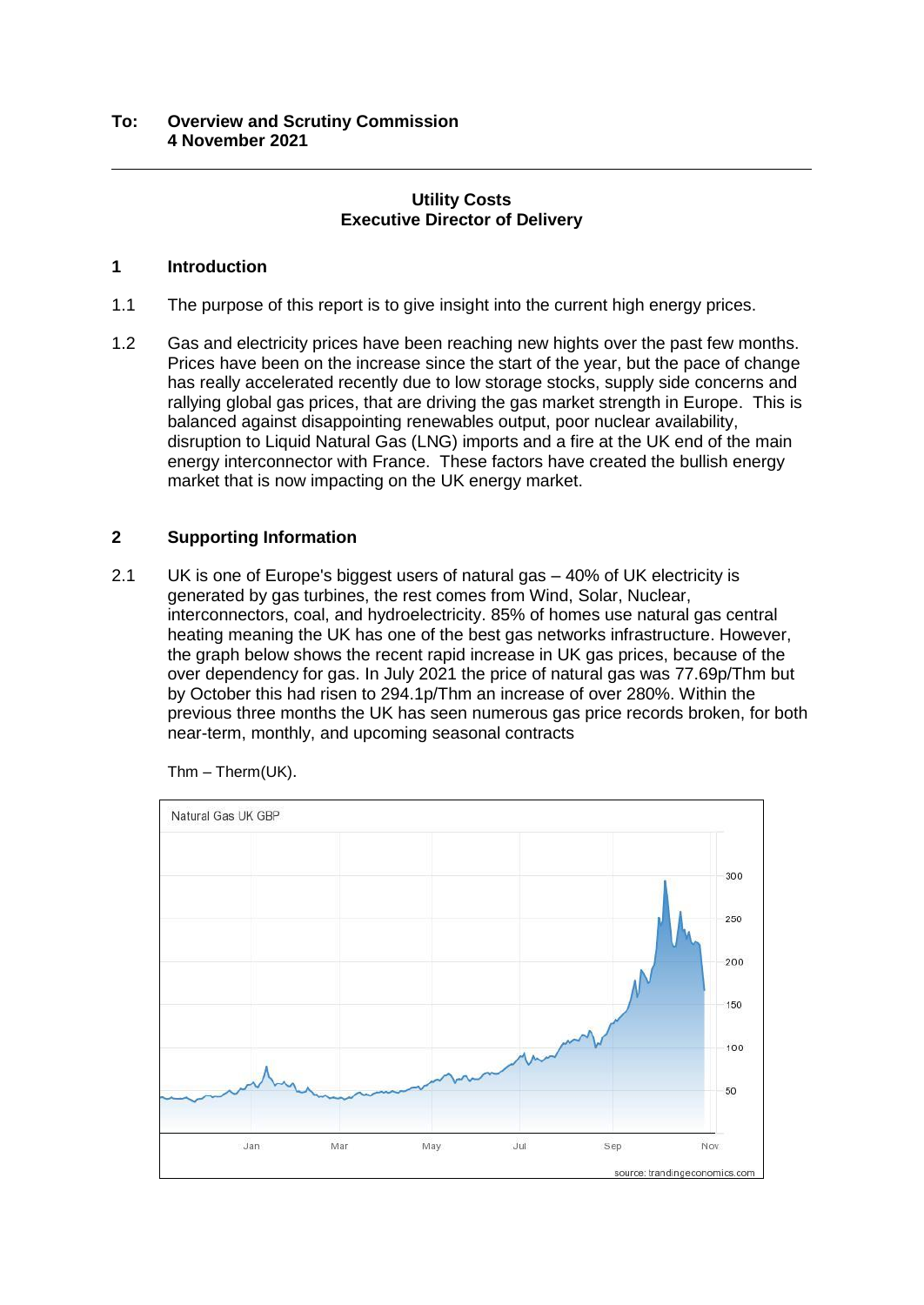**To: Overview and Scrutiny Commission**
**4 November 2021**

---

**Utility Costs**
**Executive Director of Delivery**

## 1 Introduction

1.1 The purpose of this report is to give insight into the current high energy prices.

1.2 Gas and electricity prices have been reaching new hights over the past few months. Prices have been on the increase since the start of the year, but the pace of change has really accelerated recently due to low storage stocks, supply side concerns and rallying global gas prices, that are driving the gas market strength in Europe. This is balanced against disappointing renewables output, poor nuclear availability, disruption to Liquid Natural Gas (LNG) imports and a fire at the UK end of the main energy interconnector with France. These factors have created the bullish energy market that is now impacting on the UK energy market.

## 2 Supporting Information

2.1 UK is one of Europe's biggest users of natural gas – 40% of UK electricity is generated by gas turbines, the rest comes from Wind, Solar, Nuclear, interconnectors, coal, and hydroelectricity. 85% of homes use natural gas central heating meaning the UK has one of the best gas networks infrastructure. However, the graph below shows the recent rapid increase in UK gas prices, because of the over dependency for gas. In July 2021 the price of natural gas was 77.69p/Thm but by October this had risen to 294.1p/Thm an increase of over 280%. Within the previous three months the UK has seen numerous gas price records broken, for both near-term, monthly, and upcoming seasonal contracts

Thm – Therm(UK).

Natural Gas UK GBP

source: tradingeconomics.com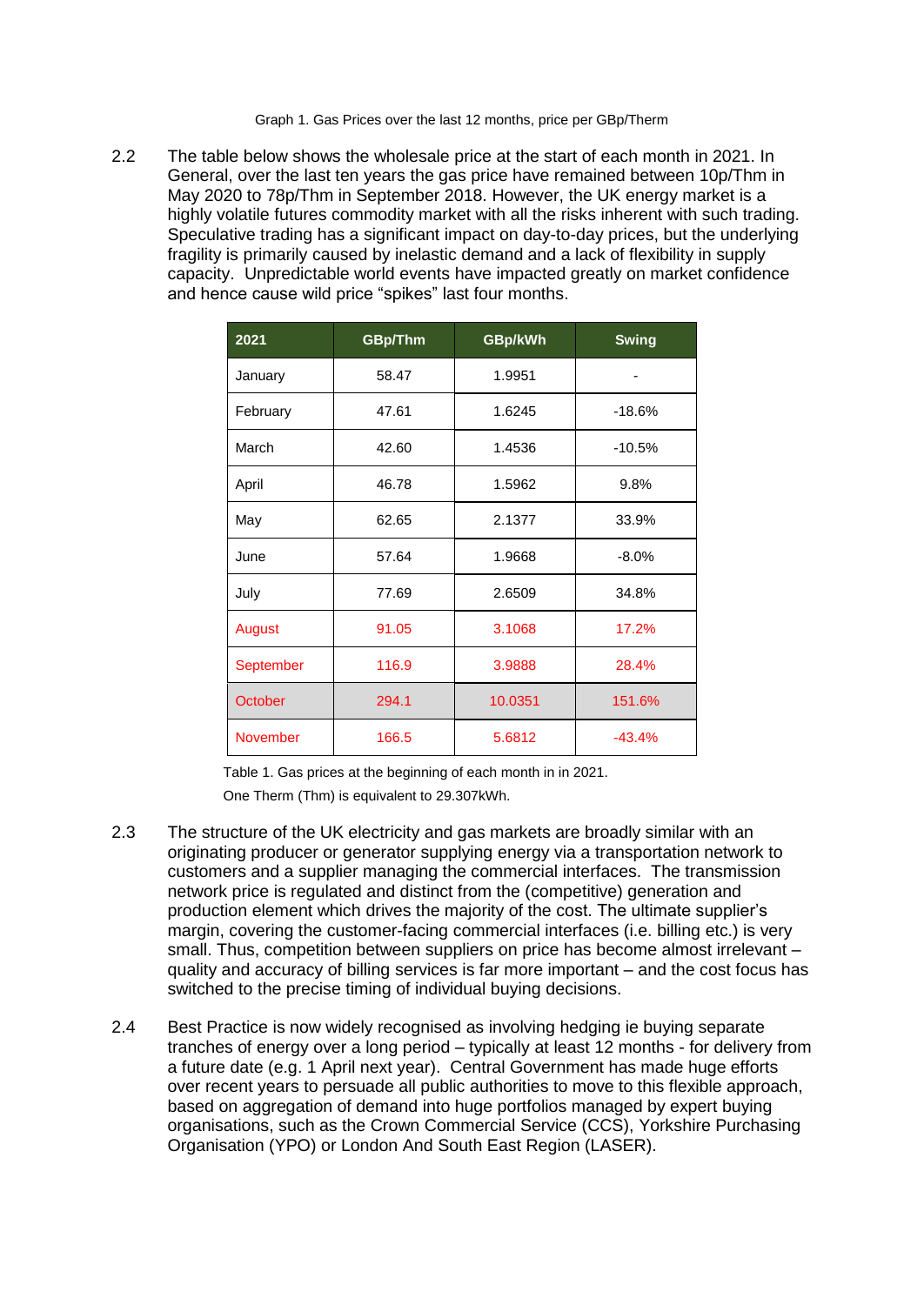Graph 1. Gas Prices over the last 12 months, price per GBp/Therm

2.2 The table below shows the wholesale price at the start of each month in 2021. In General, over the last ten years the gas price have remained between 10p/Thm in May 2020 to 78p/Thm in September 2018. However, the UK energy market is a highly volatile futures commodity market with all the risks inherent with such trading. Speculative trading has a significant impact on day-to-day prices, but the underlying fragility is primarily caused by inelastic demand and a lack of flexibility in supply capacity. Unpredictable world events have impacted greatly on market confidence and hence cause wild price "spikes" last four months.

| 2021 | GBp/Thm | GBp/kWh | Swing |
|---|---|---|---|
| January | 58.47 | 1.9951 | - |
| February | 47.61 | 1.6245 | -18.6% |
| March | 42.60 | 1.4536 | -10.5% |
| April | 46.78 | 1.5962 | 9.8% |
| May | 62.65 | 2.1377 | 33.9% |
| June | 57.64 | 1.9668 | -8.0% |
| July | 77.69 | 2.6509 | 34.8% |
| August | 91.05 | 3.1068 | 17.2% |
| September | 116.9 | 3.9888 | 28.4% |
| October | 294.1 | 10.0351 | 151.6% |
| November | 166.5 | 5.6812 | -43.4% |

Table 1. Gas prices at the beginning of each month in in 2021.

One Therm (Thm) is equivalent to 29.307kWh.

2.3 The structure of the UK electricity and gas markets are broadly similar with an originating producer or generator supplying energy via a transportation network to customers and a supplier managing the commercial interfaces. The transmission network price is regulated and distinct from the (competitive) generation and production element which drives the majority of the cost. The ultimate supplier's margin, covering the customer-facing commercial interfaces (i.e. billing etc.) is very small. Thus, competition between suppliers on price has become almost irrelevant – quality and accuracy of billing services is far more important – and the cost focus has switched to the precise timing of individual buying decisions.

2.4 Best Practice is now widely recognised as involving hedging ie buying separate tranches of energy over a long period – typically at least 12 months - for delivery from a future date (e.g. 1 April next year). Central Government has made huge efforts over recent years to persuade all public authorities to move to this flexible approach, based on aggregation of demand into huge portfolios managed by expert buying organisations, such as the Crown Commercial Service (CCS), Yorkshire Purchasing Organisation (YPO) or London And South East Region (LASER).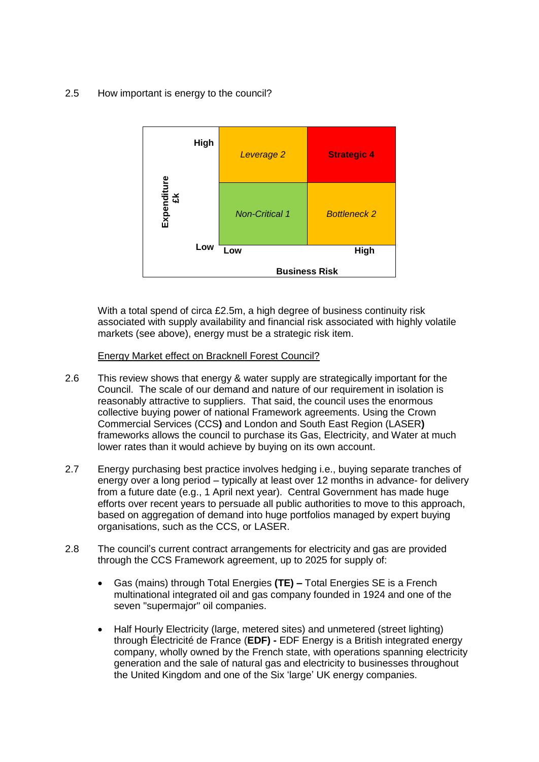2.5 How important is energy to the council?

| Expenditure £k | Low Business Risk | High Business Risk |
|---|---|---|
| High | *Leverage 2* | **Strategic 4** |
| Low | *Non-Critical 1* | *Bottleneck 2* |

With a total spend of circa £2.5m, a high degree of business continuity risk associated with supply availability and financial risk associated with highly volatile markets (see above), energy must be a strategic risk item.

Energy Market effect on Bracknell Forest Council?

2.6 This review shows that energy & water supply are strategically important for the Council. The scale of our demand and nature of our requirement in isolation is reasonably attractive to suppliers. That said, the council uses the enormous collective buying power of national Framework agreements. Using the Crown Commercial Services (CCS**)** and London and South East Region (LASER**)** frameworks allows the council to purchase its Gas, Electricity, and Water at much lower rates than it would achieve by buying on its own account.

2.7 Energy purchasing best practice involves hedging i.e., buying separate tranches of energy over a long period – typically at least over 12 months in advance- for delivery from a future date (e.g., 1 April next year). Central Government has made huge efforts over recent years to persuade all public authorities to move to this approach, based on aggregation of demand into huge portfolios managed by expert buying organisations, such as the CCS, or LASER.

2.8 The council's current contract arrangements for electricity and gas are provided through the CCS Framework agreement, up to 2025 for supply of:

- Gas (mains) through Total Energies **(TE) –** Total Energies SE is a French multinational integrated oil and gas company founded in 1924 and one of the seven "supermajor" oil companies.

- Half Hourly Electricity (large, metered sites) and unmetered (street lighting) through Électricité de France (**EDF) -** EDF Energy is a British integrated energy company, wholly owned by the French state, with operations spanning electricity generation and the sale of natural gas and electricity to businesses throughout the United Kingdom and one of the Six 'large' UK energy companies.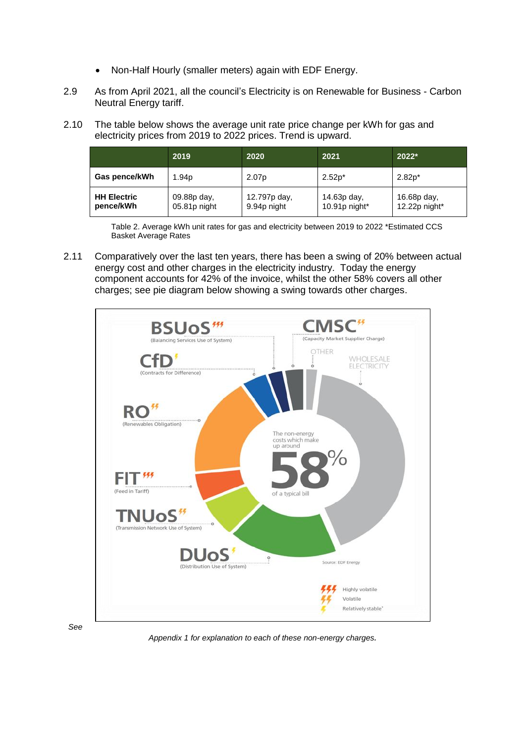- Non-Half Hourly (smaller meters) again with EDF Energy.

2.9 As from April 2021, all the council's Electricity is on Renewable for Business - Carbon Neutral Energy tariff.

2.10 The table below shows the average unit rate price change per kWh for gas and electricity prices from 2019 to 2022 prices. Trend is upward.

| | 2019 | 2020 | 2021 | 2022* |
|---|---|---|---|---|
| **Gas pence/kWh** | 1.94p | 2.07p | 2.52p* | 2.82p* |
| **HH Electric pence/kWh** | 09.88p day, 05.81p night | 12.797p day, 9.94p night | 14.63p day, 10.91p night* | 16.68p day, 12.22p night* |

Table 2. Average kWh unit rates for gas and electricity between 2019 to 2022 *Estimated CCS Basket Average Rates

2.11 Comparatively over the last ten years, there has been a swing of 20% between actual energy cost and other charges in the electricity industry. Today the energy component accounts for 42% of the invoice, whilst the other 58% covers all other charges; see pie diagram below showing a swing towards other charges.

*See Appendix 1 for explanation to each of these non-energy charges.*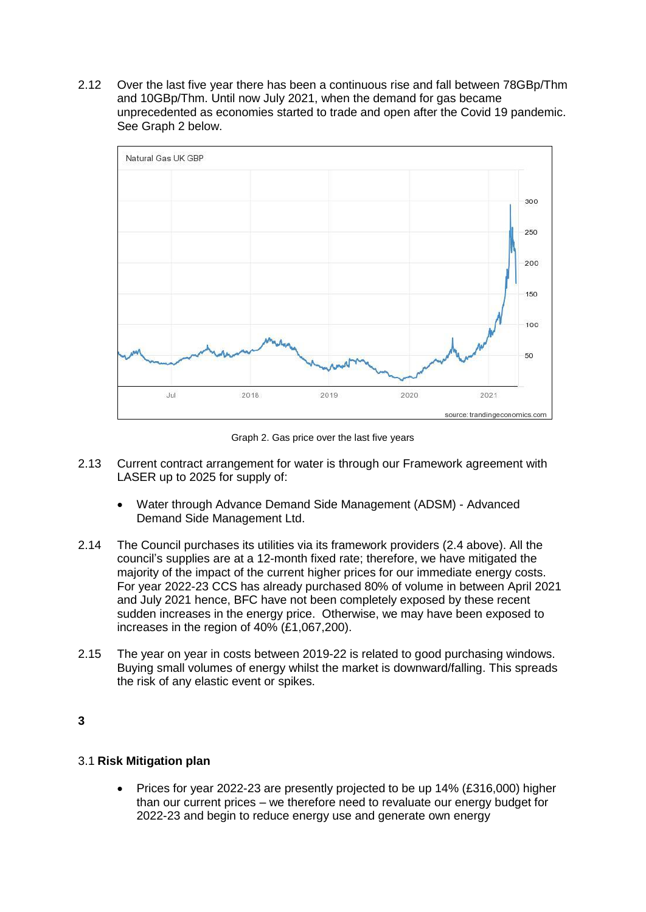2.12 Over the last five year there has been a continuous rise and fall between 78GBp/Thm and 10GBp/Thm. Until now July 2021, when the demand for gas became unprecedented as economies started to trade and open after the Covid 19 pandemic. See Graph 2 below.

Graph 2. Gas price over the last five years

2.13 Current contract arrangement for water is through our Framework agreement with LASER up to 2025 for supply of:

- Water through Advance Demand Side Management (ADSM) - Advanced Demand Side Management Ltd.

2.14 The Council purchases its utilities via its framework providers (2.4 above). All the council's supplies are at a 12-month fixed rate; therefore, we have mitigated the majority of the impact of the current higher prices for our immediate energy costs. For year 2022-23 CCS has already purchased 80% of volume in between April 2021 and July 2021 hence, BFC have not been completely exposed by these recent sudden increases in the energy price. Otherwise, we may have been exposed to increases in the region of 40% (£1,067,200).

2.15 The year on year in costs between 2019-22 is related to good purchasing windows. Buying small volumes of energy whilst the market is downward/falling. This spreads the risk of any elastic event or spikes.

## 3

### 3.1 **Risk Mitigation plan**

- Prices for year 2022-23 are presently projected to be up 14% (£316,000) higher than our current prices – we therefore need to revaluate our energy budget for 2022-23 and begin to reduce energy use and generate own energy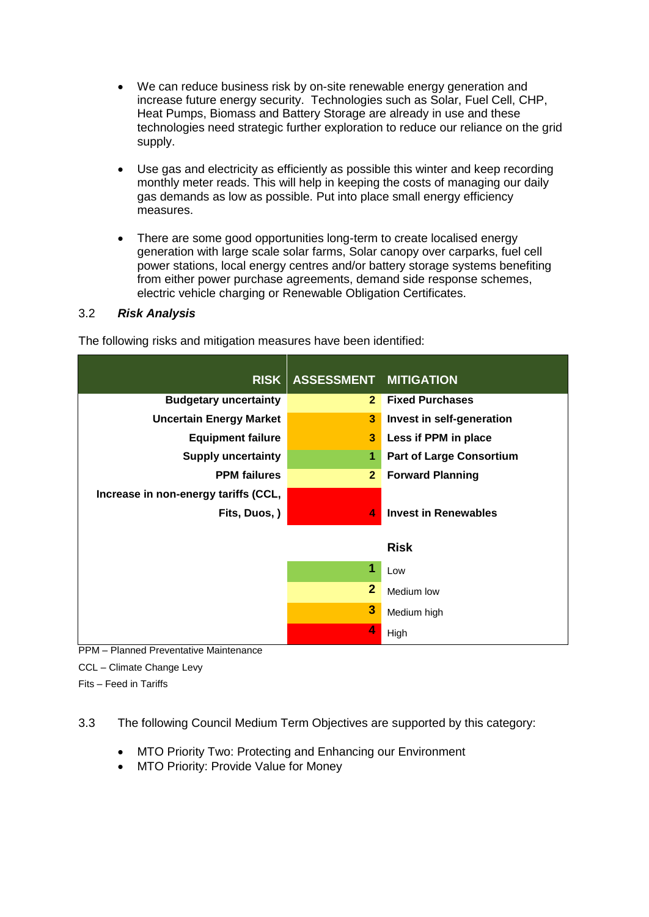- We can reduce business risk by on-site renewable energy generation and increase future energy security. Technologies such as Solar, Fuel Cell, CHP, Heat Pumps, Biomass and Battery Storage are already in use and these technologies need strategic further exploration to reduce our reliance on the grid supply.

- Use gas and electricity as efficiently as possible this winter and keep recording monthly meter reads. This will help in keeping the costs of managing our daily gas demands as low as possible. Put into place small energy efficiency measures.

- There are some good opportunities long-term to create localised energy generation with large scale solar farms, Solar canopy over carparks, fuel cell power stations, local energy centres and/or battery storage systems benefiting from either power purchase agreements, demand side response schemes, electric vehicle charging or Renewable Obligation Certificates.

3.2 ***Risk Analysis***

The following risks and mitigation measures have been identified:

| RISK | ASSESSMENT | MITIGATION |
|---|---|---|
| **Budgetary uncertainty** | **2** | **Fixed Purchases** |
| **Uncertain Energy Market** | **3** | **Invest in self-generation** |
| **Equipment failure** | **3** | **Less if PPM in place** |
| **Supply uncertainty** | **1** | **Part of Large Consortium** |
| **PPM failures** | **2** | **Forward Planning** |
| **Increase in non-energy tariffs (CCL, Fits, Duos, )** | **4** | **Invest in Renewables** |
| | | **Risk** |
| | **1** | Low |
| | **2** | Medium low |
| | **3** | Medium high |
| | **4** | High |

PPM – Planned Preventative Maintenance

CCL – Climate Change Levy

Fits – Feed in Tariffs

3.3 The following Council Medium Term Objectives are supported by this category:

- MTO Priority Two: Protecting and Enhancing our Environment
- MTO Priority: Provide Value for Money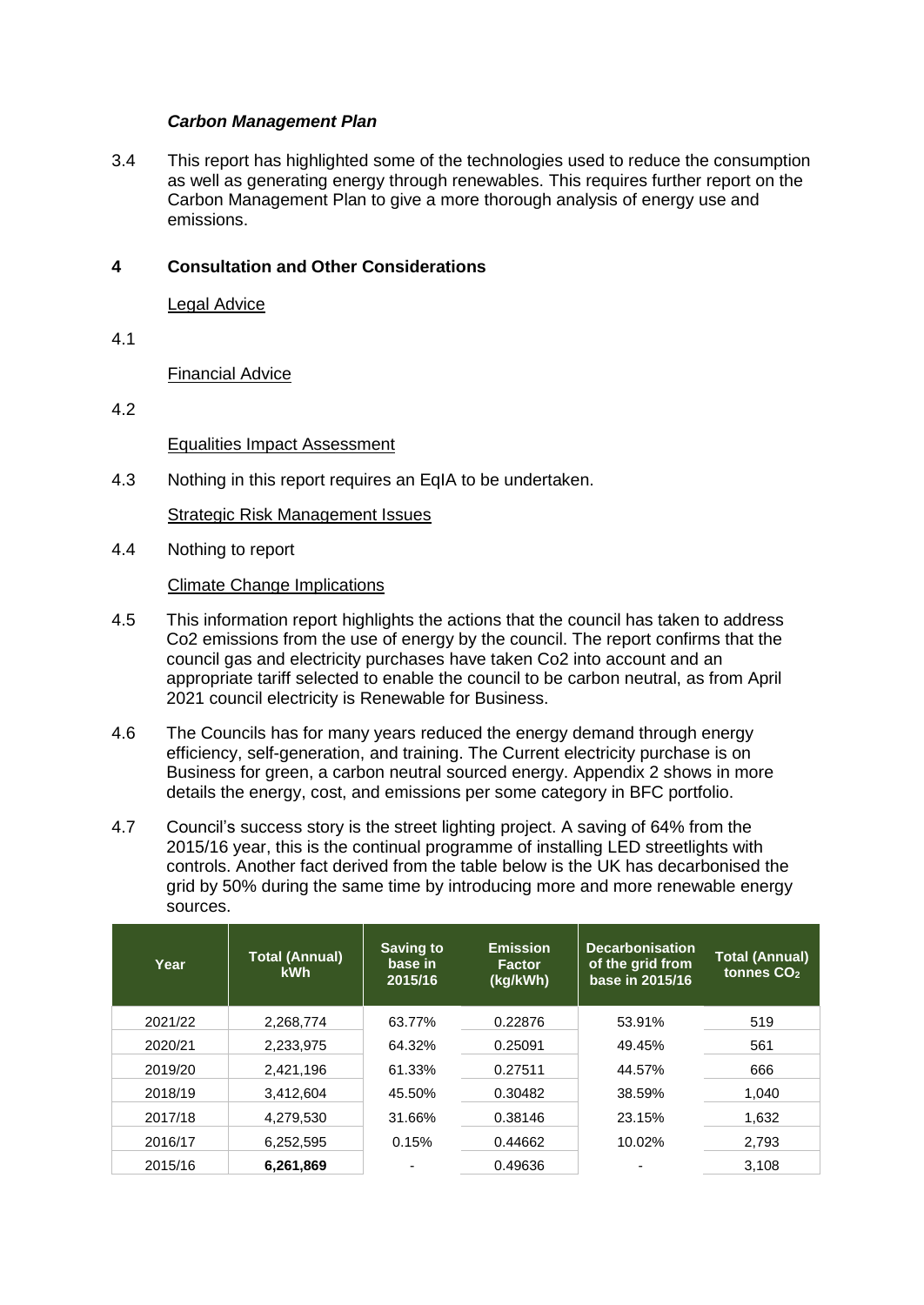### *Carbon Management Plan*

3.4 This report has highlighted some of the technologies used to reduce the consumption as well as generating energy through renewables. This requires further report on the Carbon Management Plan to give a more thorough analysis of energy use and emissions.

## 4 Consultation and Other Considerations

Legal Advice

4.1

Financial Advice

4.2

Equalities Impact Assessment

4.3 Nothing in this report requires an EqIA to be undertaken.

Strategic Risk Management Issues

4.4 Nothing to report

Climate Change Implications

4.5 This information report highlights the actions that the council has taken to address Co2 emissions from the use of energy by the council. The report confirms that the council gas and electricity purchases have taken Co2 into account and an appropriate tariff selected to enable the council to be carbon neutral, as from April 2021 council electricity is Renewable for Business.

4.6 The Councils has for many years reduced the energy demand through energy efficiency, self-generation, and training. The Current electricity purchase is on Business for green, a carbon neutral sourced energy. Appendix 2 shows in more details the energy, cost, and emissions per some category in BFC portfolio.

4.7 Council's success story is the street lighting project. A saving of 64% from the 2015/16 year, this is the continual programme of installing LED streetlights with controls. Another fact derived from the table below is the UK has decarbonised the grid by 50% during the same time by introducing more and more renewable energy sources.

| Year | Total (Annual) kWh | Saving to base in 2015/16 | Emission Factor (kg/kWh) | Decarbonisation of the grid from base in 2015/16 | Total (Annual) tonnes $CO_2$ |
|---|---|---|---|---|---|
| 2021/22 | 2,268,774 | 63.77% | 0.22876 | 53.91% | 519 |
| 2020/21 | 2,233,975 | 64.32% | 0.25091 | 49.45% | 561 |
| 2019/20 | 2,421,196 | 61.33% | 0.27511 | 44.57% | 666 |
| 2018/19 | 3,412,604 | 45.50% | 0.30482 | 38.59% | 1,040 |
| 2017/18 | 4,279,530 | 31.66% | 0.38146 | 23.15% | 1,632 |
| 2016/17 | 6,252,595 | 0.15% | 0.44662 | 10.02% | 2,793 |
| 2015/16 | **6,261,869** | - | 0.49636 | - | 3,108 |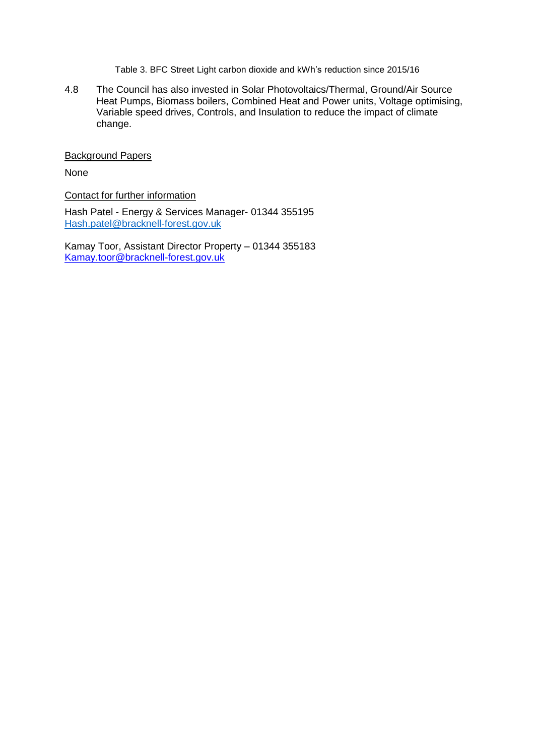Table 3. BFC Street Light carbon dioxide and kWh's reduction since 2015/16

4.8 The Council has also invested in Solar Photovoltaics/Thermal, Ground/Air Source Heat Pumps, Biomass boilers, Combined Heat and Power units, Voltage optimising, Variable speed drives, Controls, and Insulation to reduce the impact of climate change.

Background Papers

None

Contact for further information

Hash Patel - Energy & Services Manager- 01344 355195
Hash.patel@bracknell-forest.gov.uk

Kamay Toor, Assistant Director Property – 01344 355183
Kamay.toor@bracknell-forest.gov.uk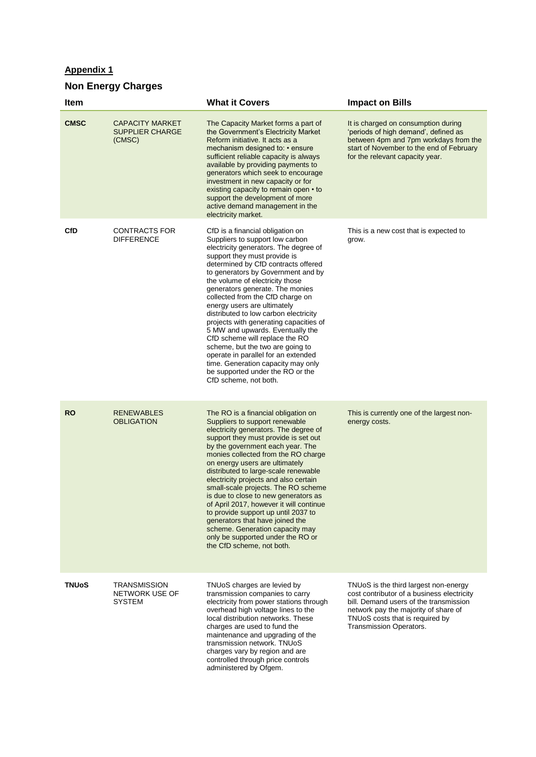## Appendix 1

## Non Energy Charges

| Item | | What it Covers | Impact on Bills |
|---|---|---|---|
| **CMSC** | CAPACITY MARKET SUPPLIER CHARGE (CMSC) | The Capacity Market forms a part of the Government's Electricity Market Reform initiative. It acts as a mechanism designed to: • ensure sufficient reliable capacity is always available by providing payments to generators which seek to encourage investment in new capacity or for existing capacity to remain open • to support the development of more active demand management in the electricity market. | It is charged on consumption during 'periods of high demand', defined as between 4pm and 7pm workdays from the start of November to the end of February for the relevant capacity year. |
| **CfD** | CONTRACTS FOR DIFFERENCE | CfD is a financial obligation on Suppliers to support low carbon electricity generators. The degree of support they must provide is determined by CfD contracts offered to generators by Government and by the volume of electricity those generators generate. The monies collected from the CfD charge on energy users are ultimately distributed to low carbon electricity projects with generating capacities of 5 MW and upwards. Eventually the CfD scheme will replace the RO scheme, but the two are going to operate in parallel for an extended time. Generation capacity may only be supported under the RO or the CfD scheme, not both. | This is a new cost that is expected to grow. |
| **RO** | RENEWABLES OBLIGATION | The RO is a financial obligation on Suppliers to support renewable electricity generators. The degree of support they must provide is set out by the government each year. The monies collected from the RO charge on energy users are ultimately distributed to large-scale renewable electricity projects and also certain small-scale projects. The RO scheme is due to close to new generators as of April 2017, however it will continue to provide support up until 2037 to generators that have joined the scheme. Generation capacity may only be supported under the RO or the CfD scheme, not both. | This is currently one of the largest non-energy costs. |
| **TNUoS** | TRANSMISSION NETWORK USE OF SYSTEM | TNUoS charges are levied by transmission companies to carry electricity from power stations through overhead high voltage lines to the local distribution networks. These charges are used to fund the maintenance and upgrading of the transmission network. TNUoS charges vary by region and are controlled through price controls administered by Ofgem. | TNUoS is the third largest non-energy cost contributor of a business electricity bill. Demand users of the transmission network pay the majority of share of TNUoS costs that is required by Transmission Operators. |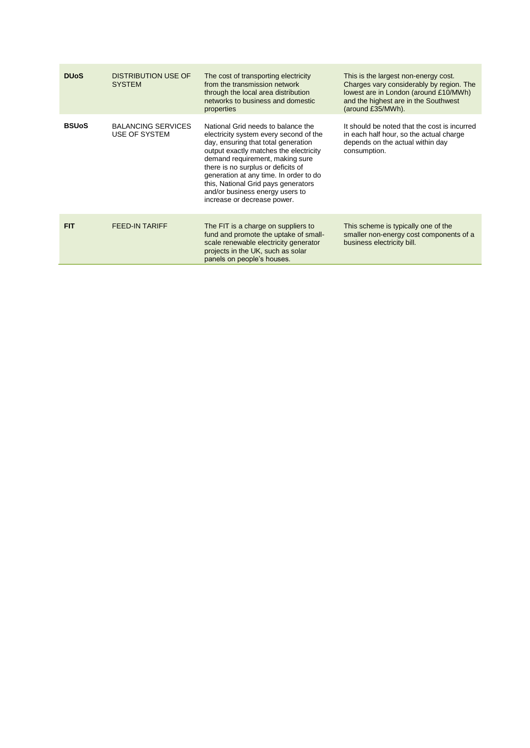| | | | |
|---|---|---|---|
| **DUoS** | DISTRIBUTION USE OF SYSTEM | The cost of transporting electricity from the transmission network through the local area distribution networks to business and domestic properties | This is the largest non-energy cost. Charges vary considerably by region. The lowest are in London (around £10/MWh) and the highest are in the Southwest (around £35/MWh). |
| **BSUoS** | BALANCING SERVICES USE OF SYSTEM | National Grid needs to balance the electricity system every second of the day, ensuring that total generation output exactly matches the electricity demand requirement, making sure there is no surplus or deficits of generation at any time. In order to do this, National Grid pays generators and/or business energy users to increase or decrease power. | It should be noted that the cost is incurred in each half hour, so the actual charge depends on the actual within day consumption. |
| **FIT** | FEED-IN TARIFF | The FIT is a charge on suppliers to fund and promote the uptake of small-scale renewable electricity generator projects in the UK, such as solar panels on people's houses. | This scheme is typically one of the smaller non-energy cost components of a business electricity bill. |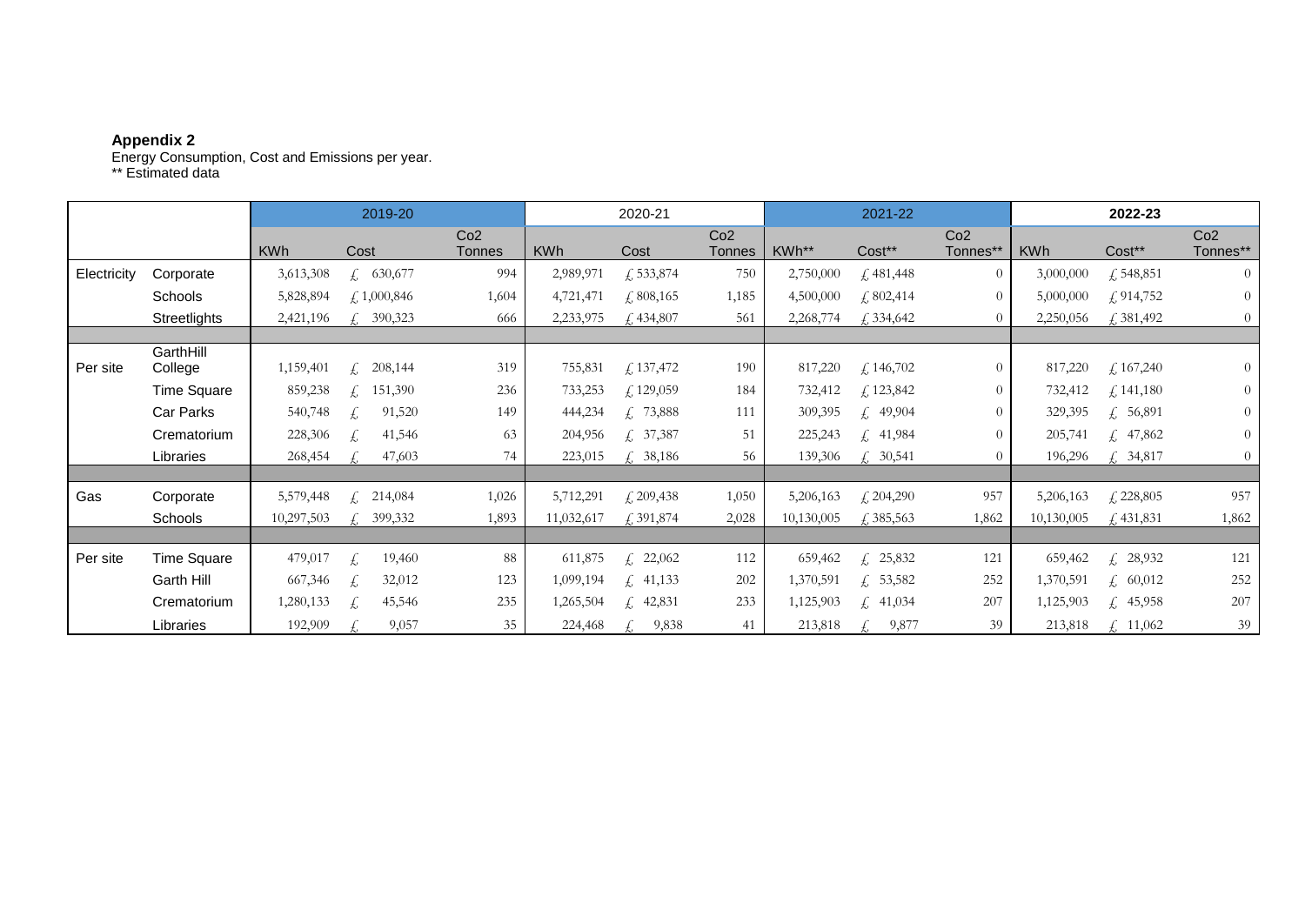**Appendix 2**

Energy Consumption, Cost and Emissions per year.

** Estimated data

| | | 2019-20 | | | 2020-21 | | | 2021-22 | | | 2022-23 | | |
|---|---|---|---|---|---|---|---|---|---|---|---|---|---|
| | | KWh | Cost | $CO_2$ Tonnes | KWh | Cost | $CO_2$ Tonnes | KWh** | Cost** | $CO_2$ Tonnes** | KWh | Cost** | $CO_2$ Tonnes** |
| Electricity | Corporate | 3,613,308 | £ 630,677 | 994 | 2,989,971 | £ 533,874 | 750 | 2,750,000 | £ 481,448 | 0 | 3,000,000 | £ 548,851 | 0 |
| | Schools | 5,828,894 | £ 1,000,846 | 1,604 | 4,721,471 | £ 808,165 | 1,185 | 4,500,000 | £ 802,414 | 0 | 5,000,000 | £ 914,752 | 0 |
| | Streetlights | 2,421,196 | £ 390,323 | 666 | 2,233,975 | £ 434,807 | 561 | 2,268,774 | £ 334,642 | 0 | 2,250,056 | £ 381,492 | 0 |
| | | | | | | | | | | | | | |
| Per site | GarthHill College | 1,159,401 | £ 208,144 | 319 | 755,831 | £ 137,472 | 190 | 817,220 | £ 146,702 | 0 | 817,220 | £ 167,240 | 0 |
| | Time Square | 859,238 | £ 151,390 | 236 | 733,253 | £ 129,059 | 184 | 732,412 | £ 123,842 | 0 | 732,412 | £ 141,180 | 0 |
| | Car Parks | 540,748 | £ 91,520 | 149 | 444,234 | £ 73,888 | 111 | 309,395 | £ 49,904 | 0 | 329,395 | £ 56,891 | 0 |
| | Crematorium | 228,306 | £ 41,546 | 63 | 204,956 | £ 37,387 | 51 | 225,243 | £ 41,984 | 0 | 205,741 | £ 47,862 | 0 |
| | Libraries | 268,454 | £ 47,603 | 74 | 223,015 | £ 38,186 | 56 | 139,306 | £ 30,541 | 0 | 196,296 | £ 34,817 | 0 |
| | | | | | | | | | | | | | |
| Gas | Corporate | 5,579,448 | £ 214,084 | 1,026 | 5,712,291 | £ 209,438 | 1,050 | 5,206,163 | £ 204,290 | 957 | 5,206,163 | £ 228,805 | 957 |
| | Schools | 10,297,503 | £ 399,332 | 1,893 | 11,032,617 | £ 391,874 | 2,028 | 10,130,005 | £ 385,563 | 1,862 | 10,130,005 | £ 431,831 | 1,862 |
| | | | | | | | | | | | | | |
| Per site | Time Square | 479,017 | £ 19,460 | 88 | 611,875 | £ 22,062 | 112 | 659,462 | £ 25,832 | 121 | 659,462 | £ 28,932 | 121 |
| | Garth Hill | 667,346 | £ 32,012 | 123 | 1,099,194 | £ 41,133 | 202 | 1,370,591 | £ 53,582 | 252 | 1,370,591 | £ 60,012 | 252 |
| | Crematorium | 1,280,133 | £ 45,546 | 235 | 1,265,504 | £ 42,831 | 233 | 1,125,903 | £ 41,034 | 207 | 1,125,903 | £ 45,958 | 207 |
| | Libraries | 192,909 | £ 9,057 | 35 | 224,468 | £ 9,838 | 41 | 213,818 | £ 9,877 | 39 | 213,818 | £ 11,062 | 39 |